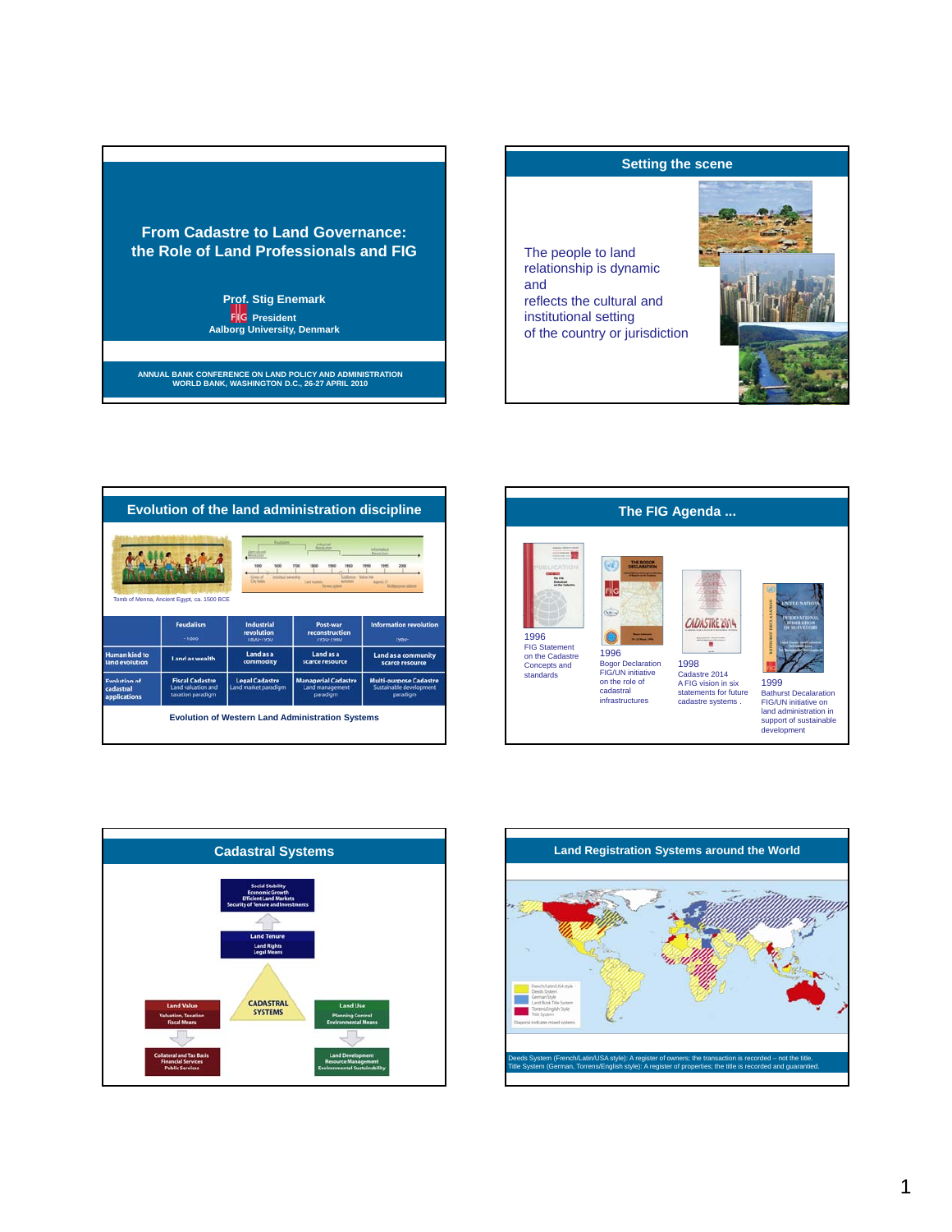## From Cadastre to Land Governance: the Role of Land Professionals and FIG

**Prof. Stig Enemark**
**FIG President**
**Aalborg University, Denmark**

ANNUAL BANK CONFERENCE ON LAND POLICY AND ADMINISTRATION
WORLD BANK, WASHINGTON D.C., 26-27 APRIL 2010

## Setting the scene

The people to land relationship is dynamic and reflects the cultural and institutional setting of the country or jurisdiction

## Evolution of the land administration discipline

Tomb of Menna, Ancient Egypt, ca. 1500 BCE

| | Feudalism | Industrial revolution | Post-war reconstruction | Information revolution |
|---|---|---|---|---|
| | ~1800 | 1800-1950 | 1950-1980 | 1980- |
| Human kind to land evolution | Land as wealth | Land as a commodity | Land as a scarce resource | Land as a community scarce resource |
| Evolution of cadastral applications | Fiscal Cadastre Land valuation and taxation paradigm | Legal Cadastre Land market paradigm | Managerial Cadastre Land management paradigm | Multi-purpose Cadastre Sustainable development paradigm |

Evolution of Western Land Administration Systems

## The FIG Agenda ...

1996
FIG Statement on the Cadastre Concepts and standards

1996
Bogor Declaration FIG/UN initiative on the role of cadastral infrastructures

1998
Cadastre 2014
A FIG vision in six statements for future cadastre systems .

1999
Bathurst Decalaration FIG/UN initiative on land administration in support of sustainable development

## Cadastral Systems

Social Stability
Economic Growth
Efficient Land Markets
Security of Tenure and Investments

Land Tenure
Land Rights
Legal Means

CADASTRAL SYSTEMS

Land Value
Valuation, Taxation
Fiscal Means

Land Use
Planning Control
Environmental Means

Collateral and Tax Basis
Financial Services
Public Services

Land Development
Resource Management
Environmental Sustainability

## Land Registration Systems around the World

French/Latin/USA style Deeds System
German Style Land Book Title System
Torrens/English Style Title System
Diagonal indicates mixed systems

Deeds System (French/Latin/USA style): A register of owners; the transaction is recorded – not the title.
Title System (German, Torrens/English style): A register of properties; the title is recorded and guaranteed.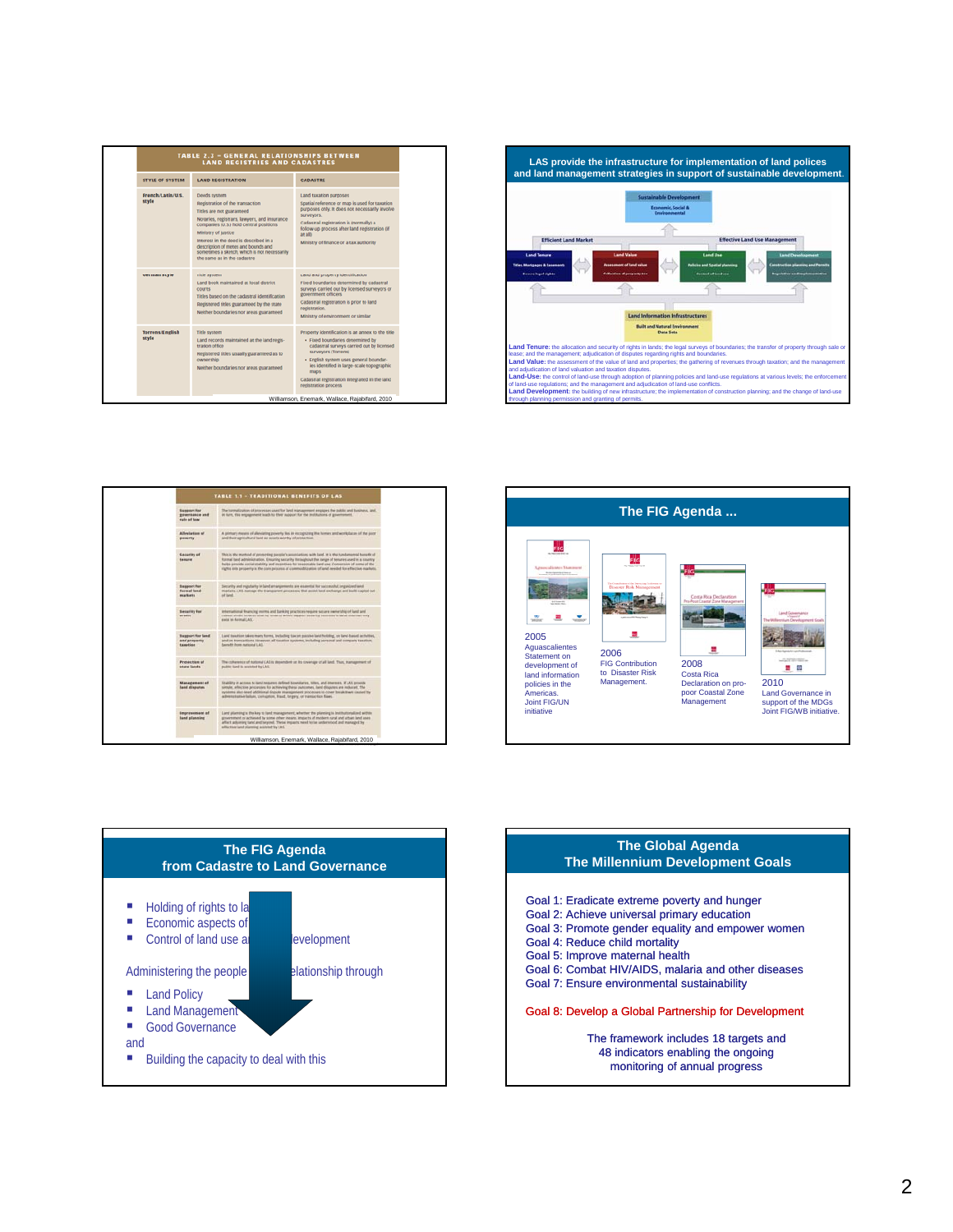## TABLE 2.2 – GENERAL RELATIONSHIPS BETWEEN LAND REGISTRIES AND CADASTRES

| STYLE OF SYSTEM | LAND REGISTRATION | CADASTRE |
|---|---|---|
| French/Latin/U.S. style | Deeds system. Registration of the transaction. Titles are not guaranteed. Notaries, registrars, lawyers, and insurance companies (U.S.) hold central positions. Ministry of justice. Interest in the deed is described in a description of metes and bounds and sometimes a sketch, which is not necessarily the same as in the cadastre | Land taxation purposes. Spatial reference or map is used for taxation purposes only. It does not necessarily involve surveyors. Cadastral registration is (normally) a follow-up process after land registration (if at all). Ministry of finance or a tax authority |
| German style | Title system. Land book maintained at local district courts. Titles based on the cadastral identification. Registered titles guaranteed by the state. Neither boundaries nor areas guaranteed | Land and property identification. Fixed boundaries determined by cadastral surveys carried out by licensed surveyors or government officers. Cadastral registration is prior to land registration. Ministry of environment or similar |
| Torrens/English style | Title system. Land records maintained at the land registration office. Registered titles usually guaranteed as to ownership. Neither boundaries nor areas guaranteed | Property identification is as annex to the title. • Fixed boundaries determined by cadastral surveys carried out by licensed surveyors (Torrens). • English system uses general boundaries identified in large-scale topographic maps. Cadastral registration integrated in the land registration process |

Williamson, Enemark, Wallace, Rajabifard, 2010

## LAS provide the infrastructure for implementation of land polices and land management strategies in support of sustainable development.

Sustainable Development — Economic, Social & Environmental

Efficient Land Market — Effective Land Use Management

Land Tenure | Land Value | Land Use | Land Development

Land Information Infrastructures — Built and Natural Environment Data Sets

**Land Tenure:** the allocation and security of rights in lands; the legal surveys of boundaries; the transfer of property through sale or lease; and the management; adjudication of disputes regarding rights and boundaries.
**Land Value:** the assessment of the value of land and properties; the gathering of revenues through taxation; and the management and adjudication of land valuation and taxation disputes.
**Land-Use:** the control of land-use through adoption of planning policies and land-use regulations at various levels; the enforcement of land-use regulations; and the management and adjudication of land-use conflicts.
**Land Development:** the building of new infrastructure; the implementation of construction planning; and the change of land-use through planning permission and granting of permits.

## TABLE 1.1 – TRADITIONAL BENEFITS OF LAS

| | |
|---|---|
| Support for governance and rule of law | |
| Alleviation of poverty | |
| Security of tenure | |
| Support for formal land markets | |
| Security for credit | |
| Support for land and property taxation | |
| Protection of state lands | |
| Management of land disputes | |
| Improvement of land planning | |

Williamson, Enemark, Wallace, Rajabifard, 2010

## The FIG Agenda ...

2005 Aguascalientes Statement on development of land information policies in the Americas. Joint FIG/UN initiative

2006 FIG Contribution to Disaster Risk Management.

2008 Costa Rica Declaration on pro-poor Coastal Zone Management

2010 Land Governance in support of the MDGs Joint FIG/WB initiative.

## The FIG Agenda from Cadastre to Land Governance

- Holding of rights to la...
- Economic aspects of...
- Control of land use a... ...evelopment

Administering the people ... ...elationship through

- Land Policy
- Land Management
- Good Governance

and

- Building the capacity to deal with this

## The Global Agenda The Millennium Development Goals

Goal 1: Eradicate extreme poverty and hunger
Goal 2: Achieve universal primary education
Goal 3: Promote gender equality and empower women
Goal 4: Reduce child mortality
Goal 5: Improve maternal health
Goal 6: Combat HIV/AIDS, malaria and other diseases
Goal 7: Ensure environmental sustainability

Goal 8: Develop a Global Partnership for Development

The framework includes 18 targets and 48 indicators enabling the ongoing monitoring of annual progress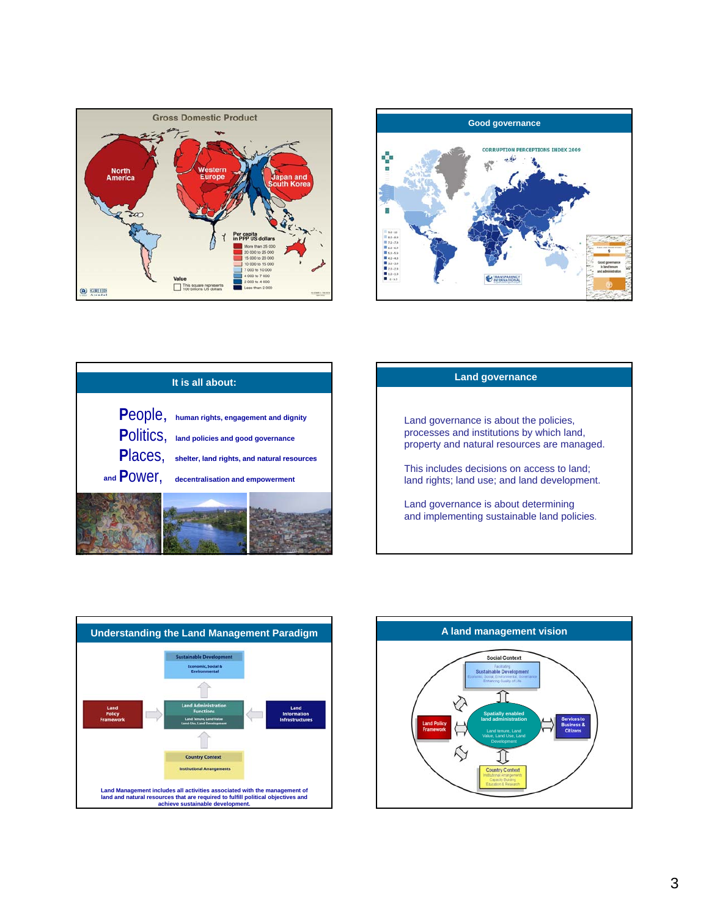## Gross Domestic Product

North America

Western Europe

Japan and South Korea

Per capita in PPP US dollars

- More than 25 000
- 20 000 to 25 000
- 15 000 to 20 000
- 10 000 to 15 000
- 7 000 to 10 000
- 4 000 to 7 000
- 2 000 to 4 000
- Less than 2 000

Value

This square represents 100 billions US dollars

## Good governance

CORRUPTION PERCEPTIONS INDEX 2009

TRANSPARENCY INTERNATIONAL

## It is all about:

**People,** human rights, engagement and dignity

**Politics,** land policies and good governance

**Places,** shelter, land rights, and natural resources

and **Power,** decentralisation and empowerment

## Land governance

Land governance is about the policies, processes and institutions by which land, property and natural resources are managed.

This includes decisions on access to land; land rights; land use; and land development.

Land governance is about determining and implementing sustainable land policies.

## Understanding the Land Management Paradigm

- Sustainable Development — Economic, Social & Environmental
- Land Policy Framework
- Land Administration Functions — Land Tenure, Land Value, Land Use, Land Development
- Land Information Infrastructures
- Country Context — Institutional Arrangements

Land Management includes all activities associated with the management of land and natural resources that are required to fulfill political objectives and achieve sustainable development.

## A land management vision

- Social Context
- Facilitating Sustainable Development — Economic, Social, Environmental, Governance; Enhancing Quality of Life
- Land Policy Framework
- Spatially enabled land administration — Land tenure, Land Value, Land Use, Land Development
- Services to Business & Citizens
- Country Context — Institutional Arrangements, Capacity Building, Education & Research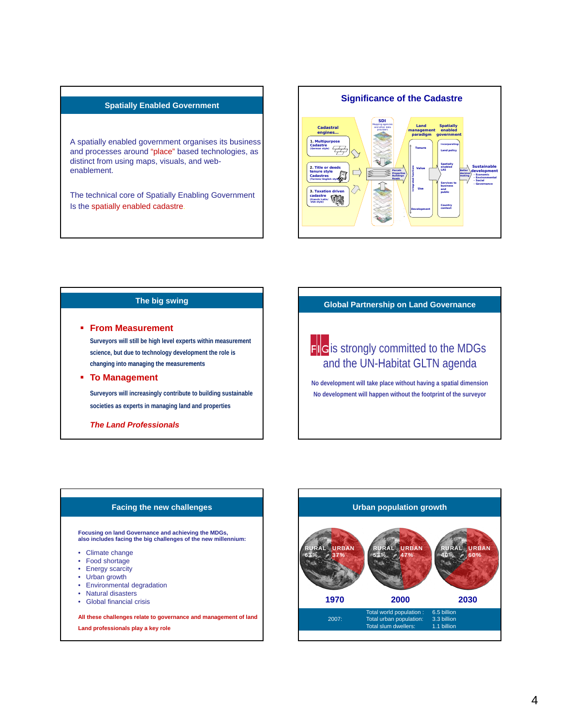## Spatially Enabled Government

A spatially enabled government organises its business and processes around "place" based technologies, as distinct from using maps, visuals, and web-enablement.

The technical core of Spatially Enabling Government Is the spatially enabled cadastre.

## Significance of the Cadastre

Cadastral engines...

1. Multipurpose Cadastre (German style)
2. Title or deeds tenure style Cadastres (Torrens/ English style)
3. Taxation driven cadastre (French/ Latin/ USA style)

SDI — Mapping agencies and other data providers

Parcels, Properties, Buildings, Roads

Land management paradigm: Tenure, Value, Use, Development

Spatially enabled government: Incorporating: Land policy; Spatially enabled LAS; Services to business and public; Country context

Better decision making

Sustainable development: Economic, Environmental, Social, Governance

## The big swing

- **From Measurement**

  **Surveyors will still be high level experts within measurement science, but due to technology development the role is changing into managing the measurements**

- **To Management**

  **Surveyors will increasingly contribute to building sustainable societies as experts in managing land and properties**

  ***The Land Professionals***

## Global Partnership on Land Governance

FIG is strongly committed to the MDGs and the UN-Habitat GLTN agenda

**No development will take place without having a spatial dimension**
**No development will happen without the footprint of the surveyor**

## Facing the new challenges

**Focusing on land Governance and achieving the MDGs, also includes facing the big challenges of the new millennium:**

- Climate change
- Food shortage
- Energy scarcity
- Urban growth
- Environmental degradation
- Natural disasters
- Global financial crisis

**All these challenges relate to governance and management of land**

**Land professionals play a key role**

## Urban population growth

| | 1970 | 2000 | 2030 |
|---|---|---|---|
| RURAL | 63% | 53% | 40% |
| URBAN | 37% | 47% | 60% |

2007:
Total world population : 6.5 billion
Total urban population: 3.3 billion
Total slum dwellers: 1.1 billion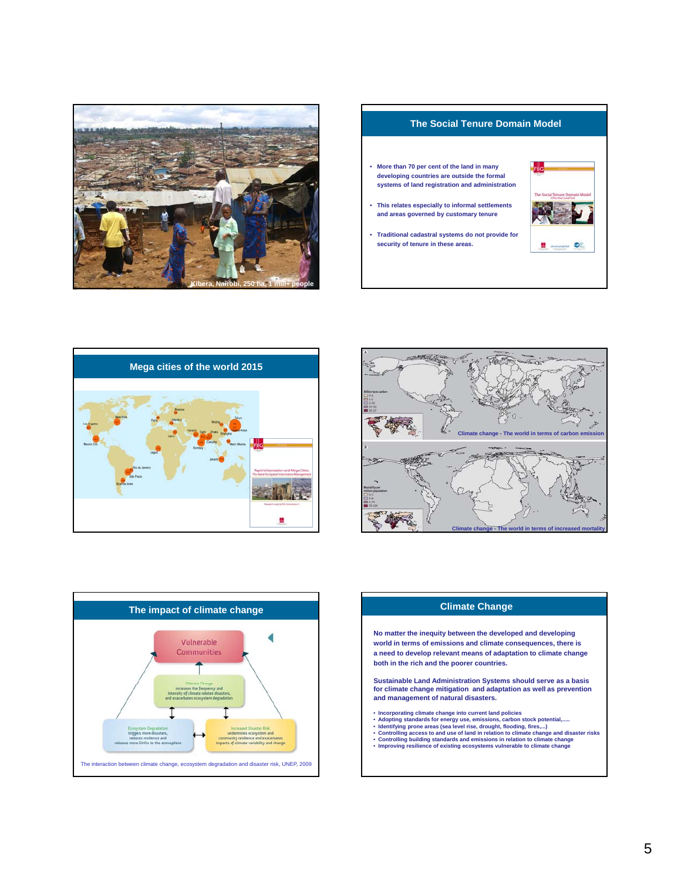Kibera, Nairobi, 250 ha, 1 mill+ people

## The Social Tenure Domain Model

- More than 70 per cent of the land in many developing countries are outside the formal systems of land registration and administration
- This relates especially to informal settlements and areas governed by customary tenure
- Traditional cadastral systems do not provide for security of tenure in these areas.

## Mega cities of the world 2015

Climate change - The world in terms of carbon emission

Climate change - The world in terms of increased mortality

## The impact of climate change

The interaction between climate change, ecosystem degradation and disaster risk, UNEP, 2009

## Climate Change

No matter the inequity between the developed and developing world in terms of emissions and climate consequences, there is a need to develop relevant means of adaptation to climate change both in the rich and the poorer countries.

Sustainable Land Administration Systems should serve as a basis for climate change mitigation and adaptation as well as prevention and management of natural disasters.

- Incorporating climate change into current land policies
- Adopting standards for energy use, emissions, carbon stock potential,.....
- Identifying prone areas (sea level rise, drought, flooding, fires,...)
- Controlling access to and use of land in relation to climate change and disaster risks
- Controlling building standards and emissions in relation to climate change
- Improving resilience of existing ecosystems vulnerable to climate change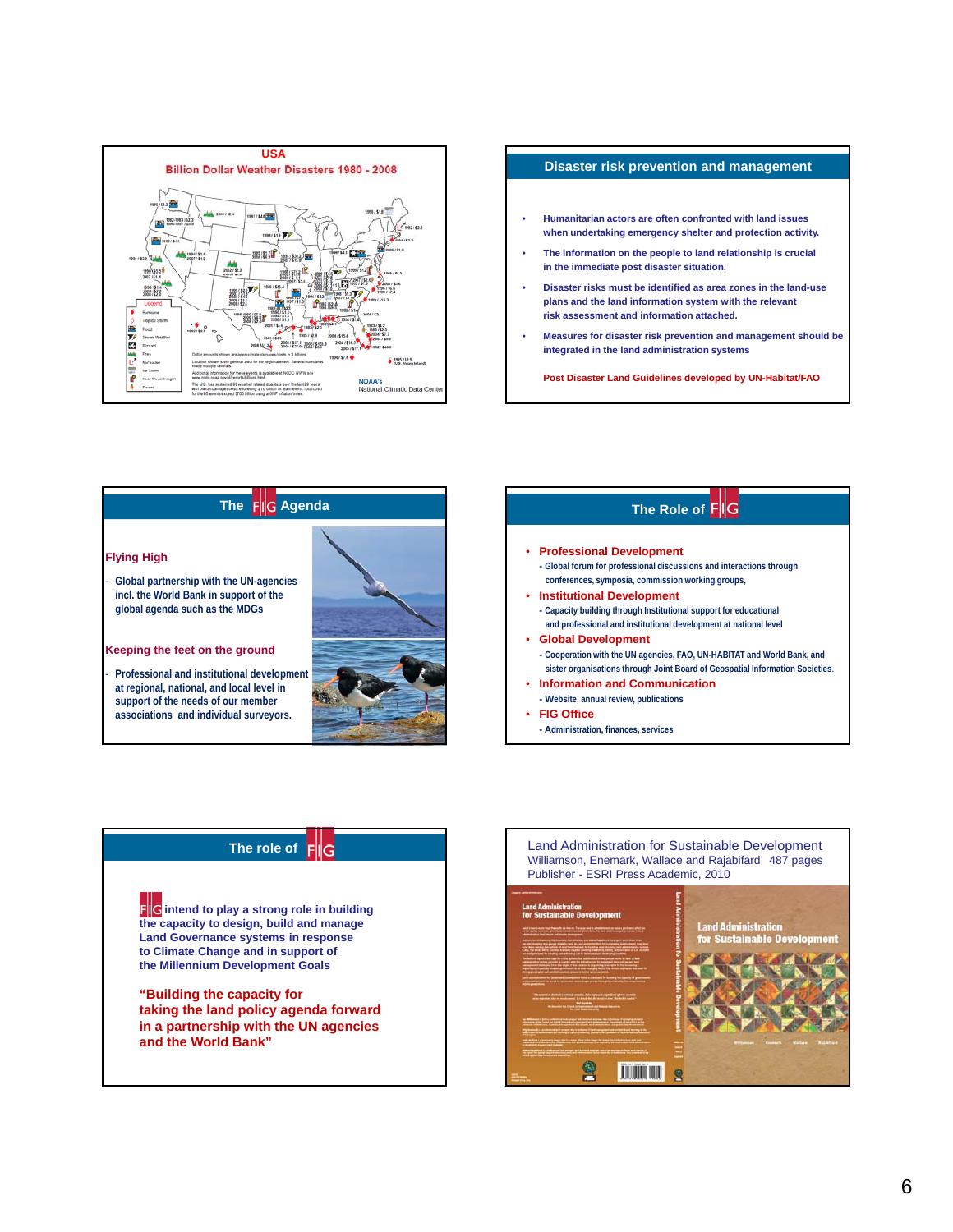## USA
### Billion Dollar Weather Disasters 1980 - 2008

NOAA's National Climatic Data Center

## Disaster risk prevention and management

- Humanitarian actors are often confronted with land issues when undertaking emergency shelter and protection activity.
- The information on the people to land relationship is crucial in the immediate post disaster situation.
- Disaster risks must be identified as area zones in the land-use plans and the land information system with the relevant risk assessment and information attached.
- Measures for disaster risk prevention and management should be integrated in the land administration systems

Post Disaster Land Guidelines developed by UN-Habitat/FAO

## The FIG Agenda

**Flying High**

- Global partnership with the UN-agencies incl. the World Bank in support of the global agenda such as the MDGs

**Keeping the feet on the ground**

- Professional and institutional development at regional, national, and local level in support of the needs of our member associations and individual surveyors.

## The Role of FIG

- **Professional Development**
  - Global forum for professional discussions and interactions through conferences, symposia, commission working groups,
- **Institutional Development**
  - Capacity building through Institutional support for educational and professional and institutional development at national level
- **Global Development**
  - Cooperation with the UN agencies, FAO, UN-HABITAT and World Bank, and sister organisations through Joint Board of Geospatial Information Societies.
- **Information and Communication**
  - Website, annual review, publications
- **FIG Office**
  - Administration, finances, services

## The role of FIG

FIG intend to play a strong role in building the capacity to design, build and manage Land Governance systems in response to Climate Change and in support of the Millennium Development Goals

**"Building the capacity for taking the land policy agenda forward in a partnership with the UN agencies and the World Bank"**

## Land Administration for Sustainable Development

Williamson, Enemark, Wallace and Rajabifard 487 pages
Publisher - ESRI Press Academic, 2010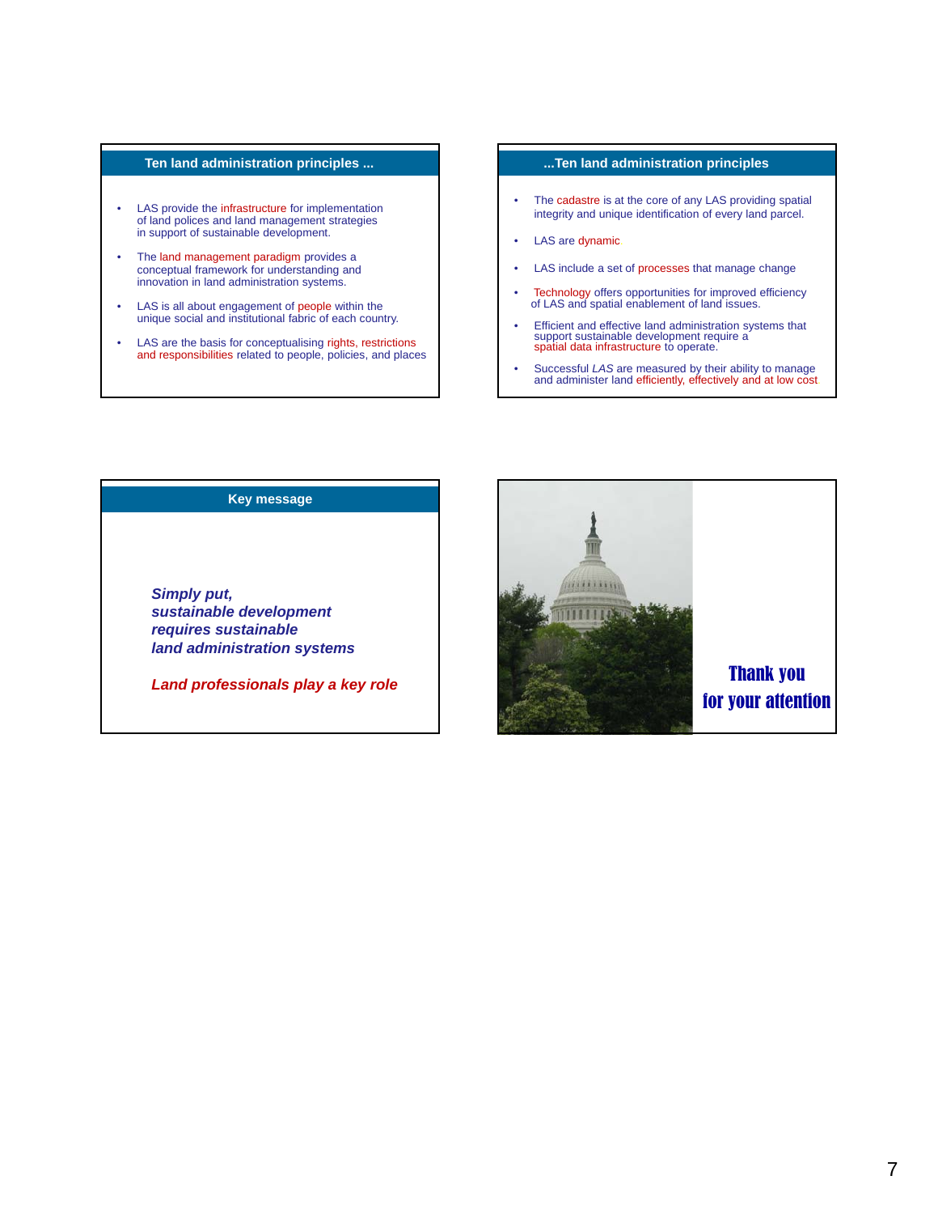## Ten land administration principles ...

- LAS provide the infrastructure for implementation of land polices and land management strategies in support of sustainable development.
- The land management paradigm provides a conceptual framework for understanding and innovation in land administration systems.
- LAS is all about engagement of people within the unique social and institutional fabric of each country.
- LAS are the basis for conceptualising rights, restrictions and responsibilities related to people, policies, and places

## ...Ten land administration principles

- The cadastre is at the core of any LAS providing spatial integrity and unique identification of every land parcel.
- LAS are dynamic
- LAS include a set of processes that manage change
- Technology offers opportunities for improved efficiency of LAS and spatial enablement of land issues.
- Efficient and effective land administration systems that support sustainable development require a spatial data infrastructure to operate.
- Successful *LAS* are measured by their ability to manage and administer land efficiently, effectively and at low cost

## Key message

***Simply put,***
***sustainable development***
***requires sustainable***
***land administration systems***

***Land professionals play a key role***

**Thank you**
**for your attention**